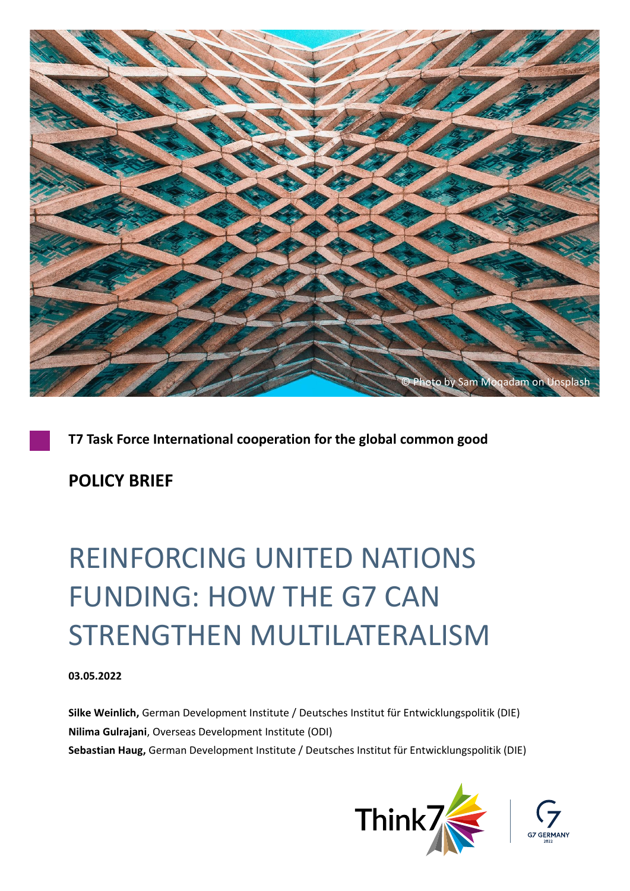© Photo by Sam Moqadam on Unsplash

**T7 Task Force International cooperation for the global common good**

**POLICY BRIEF**

# REINFORCING UNITED NATIONS FUNDING: HOW THE G7 CAN STRENGTHEN MULTILATERALISM

**03.05.2022**

**Silke Weinlich,** German Development Institute / Deutsches Institut für Entwicklungspolitik (DIE)
**Nilima Gulrajani**, Overseas Development Institute (ODI)
**Sebastian Haug,** German Development Institute / Deutsches Institut für Entwicklungspolitik (DIE)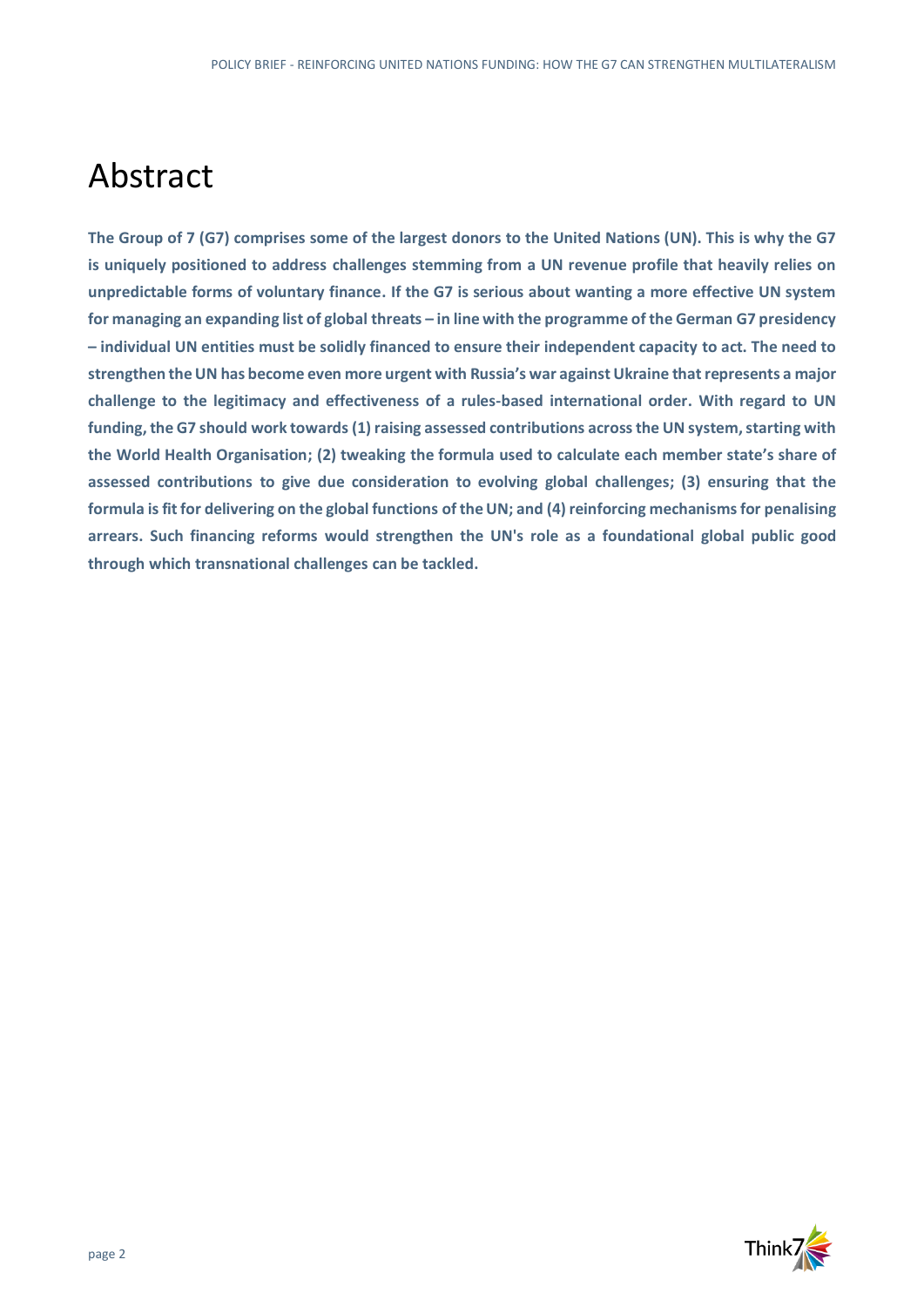# Abstract

**The Group of 7 (G7) comprises some of the largest donors to the United Nations (UN). This is why the G7 is uniquely positioned to address challenges stemming from a UN revenue profile that heavily relies on unpredictable forms of voluntary finance. If the G7 is serious about wanting a more effective UN system for managing an expanding list of global threats – in line with the programme of the German G7 presidency – individual UN entities must be solidly financed to ensure their independent capacity to act. The need to strengthen the UN has become even more urgent with Russia's war against Ukraine that represents a major challenge to the legitimacy and effectiveness of a rules-based international order. With regard to UN funding, the G7 should work towards (1) raising assessed contributions across the UN system, starting with the World Health Organisation; (2) tweaking the formula used to calculate each member state's share of assessed contributions to give due consideration to evolving global challenges; (3) ensuring that the formula is fit for delivering on the global functions of the UN; and (4) reinforcing mechanisms for penalising arrears. Such financing reforms would strengthen the UN's role as a foundational global public good through which transnational challenges can be tackled.**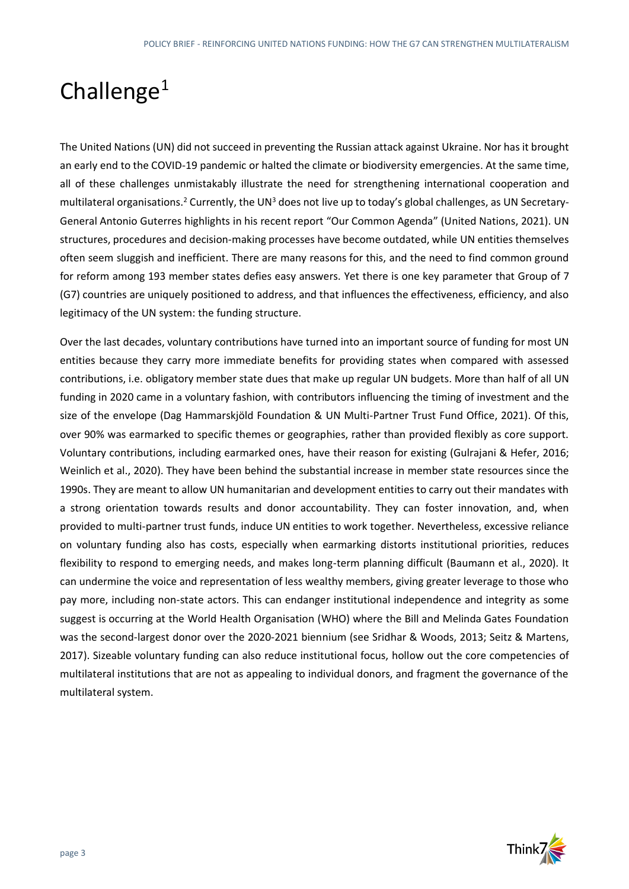# Challenge[1]

The United Nations (UN) did not succeed in preventing the Russian attack against Ukraine. Nor has it brought an early end to the COVID-19 pandemic or halted the climate or biodiversity emergencies. At the same time, all of these challenges unmistakably illustrate the need for strengthening international cooperation and multilateral organisations.[2] Currently, the UN[3] does not live up to today's global challenges, as UN Secretary-General Antonio Guterres highlights in his recent report "Our Common Agenda" (United Nations, 2021). UN structures, procedures and decision-making processes have become outdated, while UN entities themselves often seem sluggish and inefficient. There are many reasons for this, and the need to find common ground for reform among 193 member states defies easy answers. Yet there is one key parameter that Group of 7 (G7) countries are uniquely positioned to address, and that influences the effectiveness, efficiency, and also legitimacy of the UN system: the funding structure.

Over the last decades, voluntary contributions have turned into an important source of funding for most UN entities because they carry more immediate benefits for providing states when compared with assessed contributions, i.e. obligatory member state dues that make up regular UN budgets. More than half of all UN funding in 2020 came in a voluntary fashion, with contributors influencing the timing of investment and the size of the envelope (Dag Hammarskjöld Foundation & UN Multi-Partner Trust Fund Office, 2021). Of this, over 90% was earmarked to specific themes or geographies, rather than provided flexibly as core support. Voluntary contributions, including earmarked ones, have their reason for existing (Gulrajani & Hefer, 2016; Weinlich et al., 2020). They have been behind the substantial increase in member state resources since the 1990s. They are meant to allow UN humanitarian and development entities to carry out their mandates with a strong orientation towards results and donor accountability. They can foster innovation, and, when provided to multi-partner trust funds, induce UN entities to work together. Nevertheless, excessive reliance on voluntary funding also has costs, especially when earmarking distorts institutional priorities, reduces flexibility to respond to emerging needs, and makes long-term planning difficult (Baumann et al., 2020). It can undermine the voice and representation of less wealthy members, giving greater leverage to those who pay more, including non-state actors. This can endanger institutional independence and integrity as some suggest is occurring at the World Health Organisation (WHO) where the Bill and Melinda Gates Foundation was the second-largest donor over the 2020-2021 biennium (see Sridhar & Woods, 2013; Seitz & Martens, 2017). Sizeable voluntary funding can also reduce institutional focus, hollow out the core competencies of multilateral institutions that are not as appealing to individual donors, and fragment the governance of the multilateral system.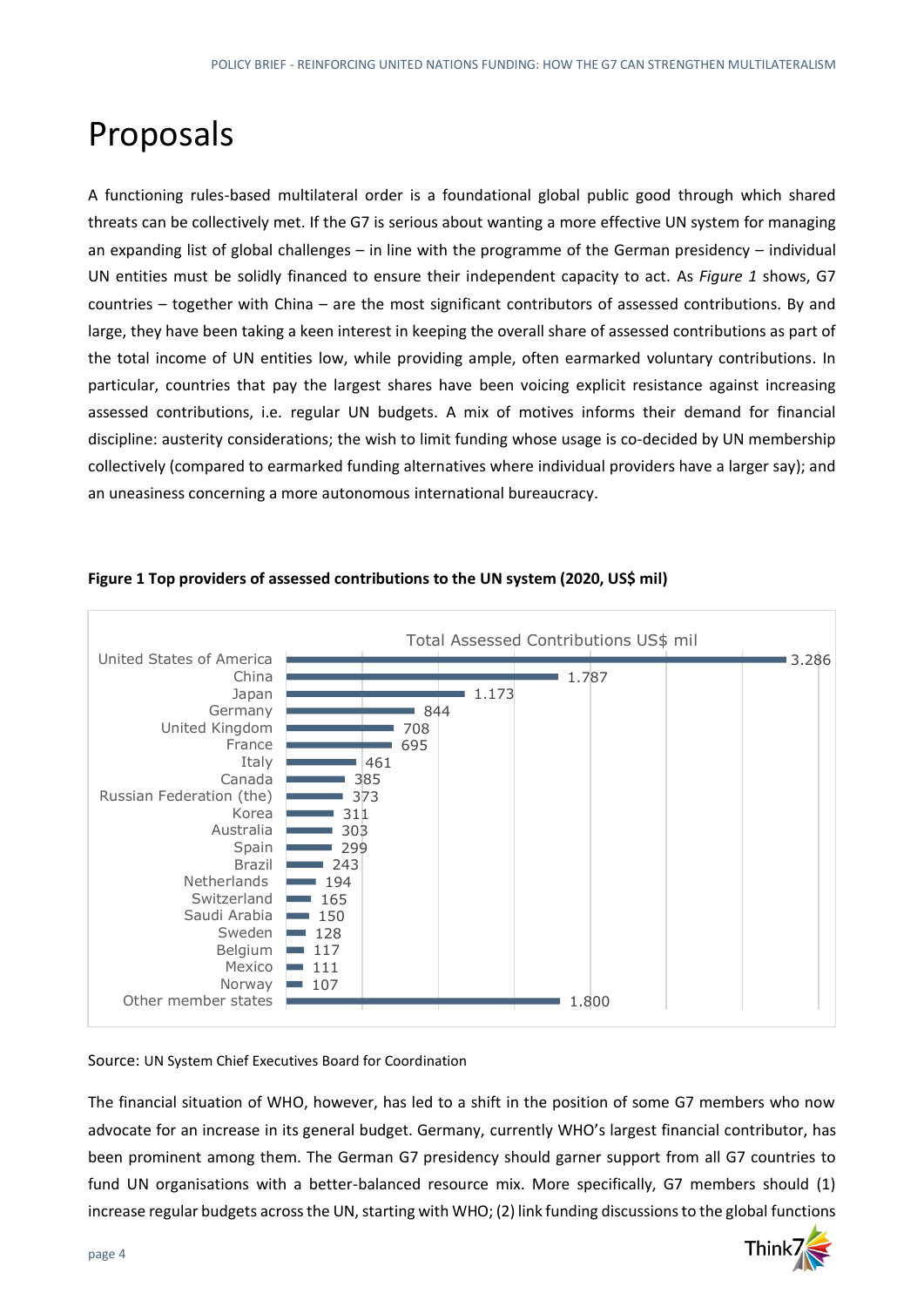# Proposals

A functioning rules-based multilateral order is a foundational global public good through which shared threats can be collectively met. If the G7 is serious about wanting a more effective UN system for managing an expanding list of global challenges – in line with the programme of the German presidency – individual UN entities must be solidly financed to ensure their independent capacity to act. As *Figure 1* shows, G7 countries – together with China – are the most significant contributors of assessed contributions. By and large, they have been taking a keen interest in keeping the overall share of assessed contributions as part of the total income of UN entities low, while providing ample, often earmarked voluntary contributions. In particular, countries that pay the largest shares have been voicing explicit resistance against increasing assessed contributions, i.e. regular UN budgets. A mix of motives informs their demand for financial discipline: austerity considerations; the wish to limit funding whose usage is co-decided by UN membership collectively (compared to earmarked funding alternatives where individual providers have a larger say); and an uneasiness concerning a more autonomous international bureaucracy.

**Figure 1 Top providers of assessed contributions to the UN system (2020, US$ mil)**

Total Assessed Contributions US$ mil

| Country | US$ mil |
|---|---|
| United States of America | 3.286 |
| China | 1.787 |
| Japan | 1.173 |
| Germany | 844 |
| United Kingdom | 708 |
| France | 695 |
| Italy | 461 |
| Canada | 385 |
| Russian Federation (the) | 373 |
| Korea | 311 |
| Australia | 303 |
| Spain | 299 |
| Brazil | 243 |
| Netherlands | 194 |
| Switzerland | 165 |
| Saudi Arabia | 150 |
| Sweden | 128 |
| Belgium | 117 |
| Mexico | 111 |
| Norway | 107 |
| Other member states | 1.800 |

Source: UN System Chief Executives Board for Coordination

The financial situation of WHO, however, has led to a shift in the position of some G7 members who now advocate for an increase in its general budget. Germany, currently WHO's largest financial contributor, has been prominent among them. The German G7 presidency should garner support from all G7 countries to fund UN organisations with a better-balanced resource mix. More specifically, G7 members should (1) increase regular budgets across the UN, starting with WHO; (2) link funding discussions to the global functions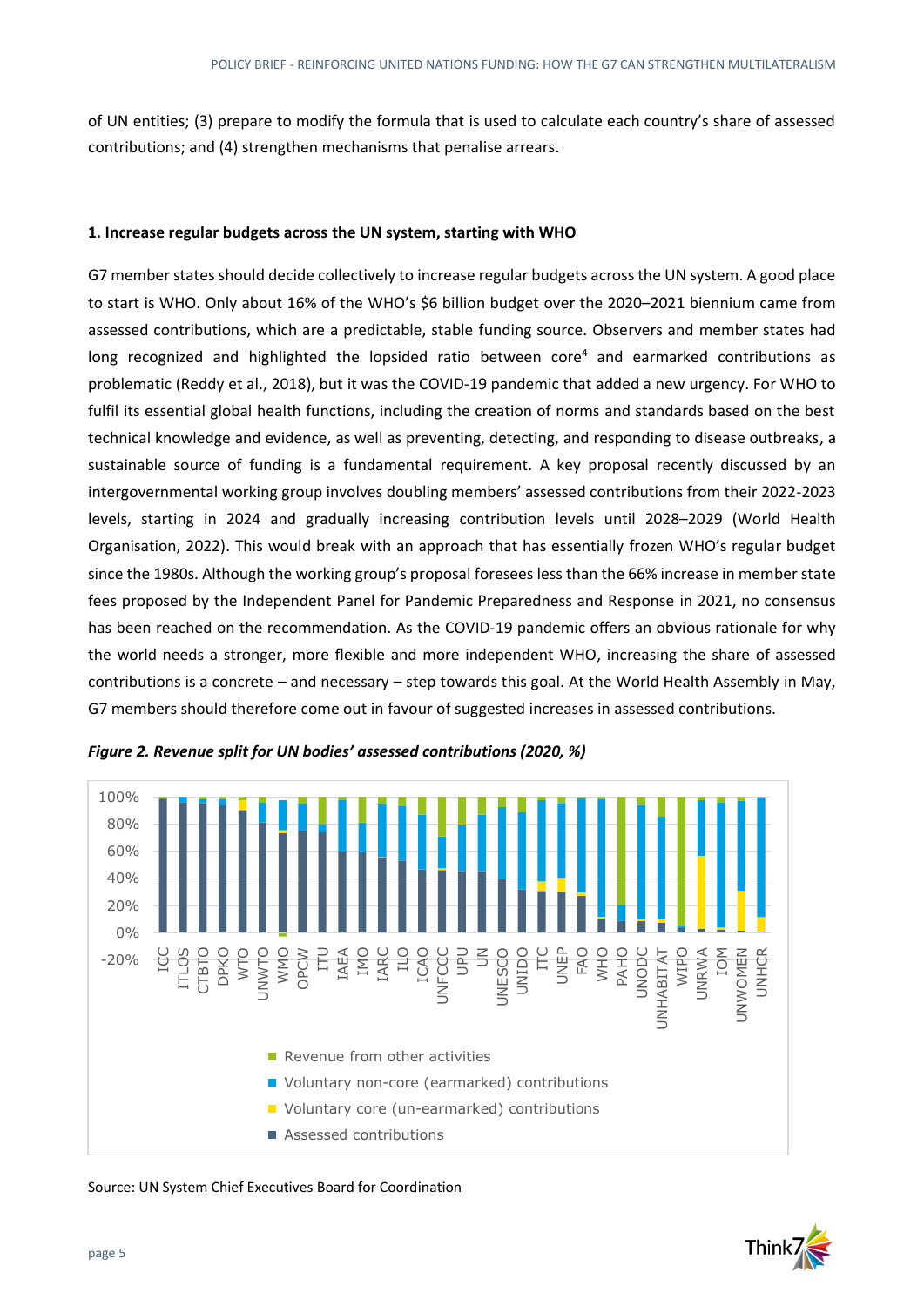of UN entities; (3) prepare to modify the formula that is used to calculate each country's share of assessed contributions; and (4) strengthen mechanisms that penalise arrears.

### 1. Increase regular budgets across the UN system, starting with WHO

G7 member states should decide collectively to increase regular budgets across the UN system. A good place to start is WHO. Only about 16% of the WHO's $6 billion budget over the 2020–2021 biennium came from assessed contributions, which are a predictable, stable funding source. Observers and member states had long recognized and highlighted the lopsided ratio between core[4] and earmarked contributions as problematic (Reddy et al., 2018), but it was the COVID-19 pandemic that added a new urgency. For WHO to fulfil its essential global health functions, including the creation of norms and standards based on the best technical knowledge and evidence, as well as preventing, detecting, and responding to disease outbreaks, a sustainable source of funding is a fundamental requirement. A key proposal recently discussed by an intergovernmental working group involves doubling members' assessed contributions from their 2022-2023 levels, starting in 2024 and gradually increasing contribution levels until 2028–2029 (World Health Organisation, 2022). This would break with an approach that has essentially frozen WHO's regular budget since the 1980s. Although the working group's proposal foresees less than the 66% increase in member state fees proposed by the Independent Panel for Pandemic Preparedness and Response in 2021, no consensus has been reached on the recommendation. As the COVID-19 pandemic offers an obvious rationale for why the world needs a stronger, more flexible and more independent WHO, increasing the share of assessed contributions is a concrete – and necessary – step towards this goal. At the World Health Assembly in May, G7 members should therefore come out in favour of suggested increases in assessed contributions.

***Figure 2. Revenue split for UN bodies' assessed contributions (2020, %)***

Source: UN System Chief Executives Board for Coordination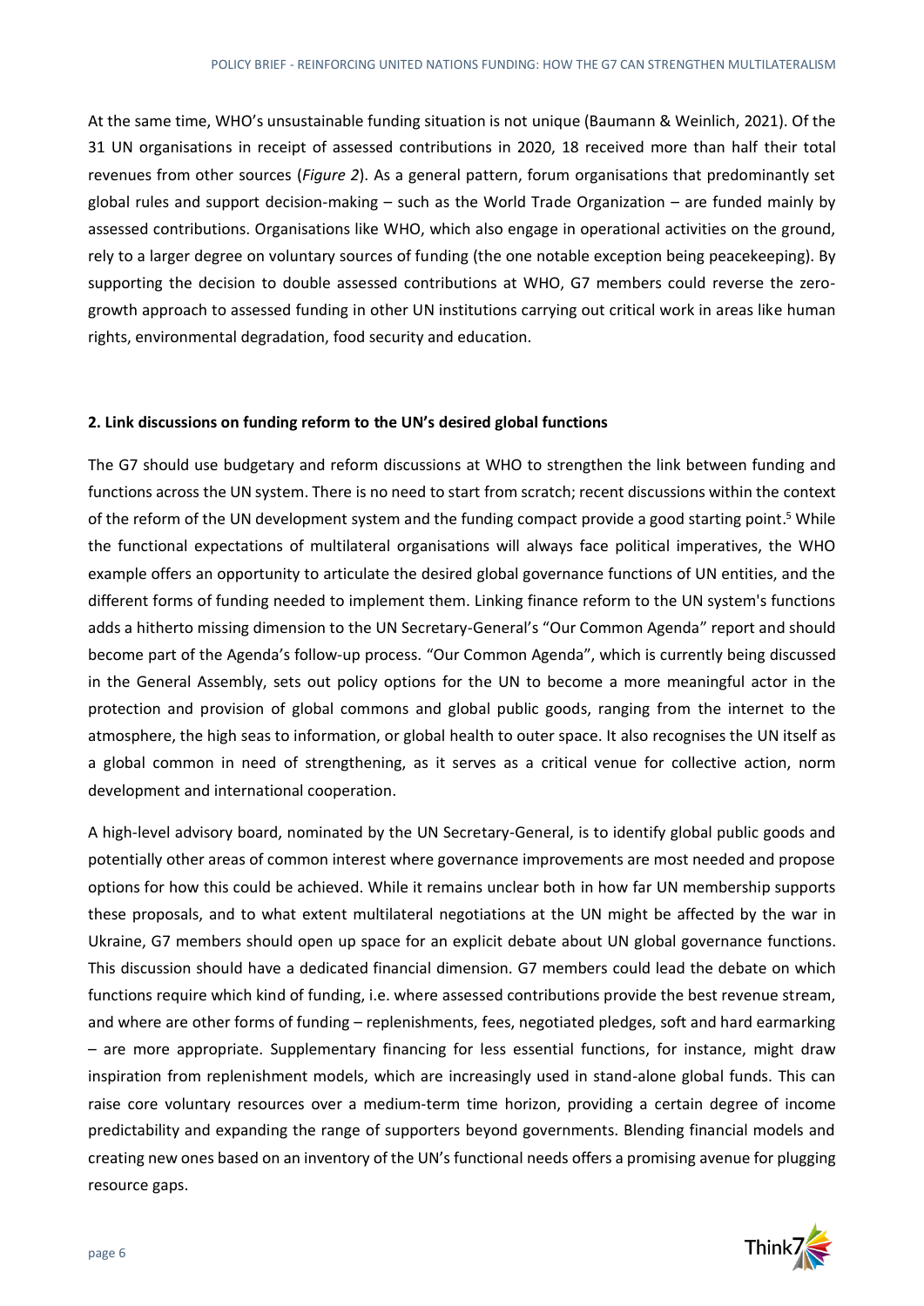At the same time, WHO's unsustainable funding situation is not unique (Baumann & Weinlich, 2021). Of the 31 UN organisations in receipt of assessed contributions in 2020, 18 received more than half their total revenues from other sources (*Figure 2*). As a general pattern, forum organisations that predominantly set global rules and support decision-making – such as the World Trade Organization – are funded mainly by assessed contributions. Organisations like WHO, which also engage in operational activities on the ground, rely to a larger degree on voluntary sources of funding (the one notable exception being peacekeeping). By supporting the decision to double assessed contributions at WHO, G7 members could reverse the zero-growth approach to assessed funding in other UN institutions carrying out critical work in areas like human rights, environmental degradation, food security and education.

**2. Link discussions on funding reform to the UN's desired global functions**

The G7 should use budgetary and reform discussions at WHO to strengthen the link between funding and functions across the UN system. There is no need to start from scratch; recent discussions within the context of the reform of the UN development system and the funding compact provide a good starting point.[5] While the functional expectations of multilateral organisations will always face political imperatives, the WHO example offers an opportunity to articulate the desired global governance functions of UN entities, and the different forms of funding needed to implement them. Linking finance reform to the UN system's functions adds a hitherto missing dimension to the UN Secretary-General's "Our Common Agenda" report and should become part of the Agenda's follow-up process. "Our Common Agenda", which is currently being discussed in the General Assembly, sets out policy options for the UN to become a more meaningful actor in the protection and provision of global commons and global public goods, ranging from the internet to the atmosphere, the high seas to information, or global health to outer space. It also recognises the UN itself as a global common in need of strengthening, as it serves as a critical venue for collective action, norm development and international cooperation.

A high-level advisory board, nominated by the UN Secretary-General, is to identify global public goods and potentially other areas of common interest where governance improvements are most needed and propose options for how this could be achieved. While it remains unclear both in how far UN membership supports these proposals, and to what extent multilateral negotiations at the UN might be affected by the war in Ukraine, G7 members should open up space for an explicit debate about UN global governance functions. This discussion should have a dedicated financial dimension. G7 members could lead the debate on which functions require which kind of funding, i.e. where assessed contributions provide the best revenue stream, and where are other forms of funding – replenishments, fees, negotiated pledges, soft and hard earmarking – are more appropriate. Supplementary financing for less essential functions, for instance, might draw inspiration from replenishment models, which are increasingly used in stand-alone global funds. This can raise core voluntary resources over a medium-term time horizon, providing a certain degree of income predictability and expanding the range of supporters beyond governments. Blending financial models and creating new ones based on an inventory of the UN's functional needs offers a promising avenue for plugging resource gaps.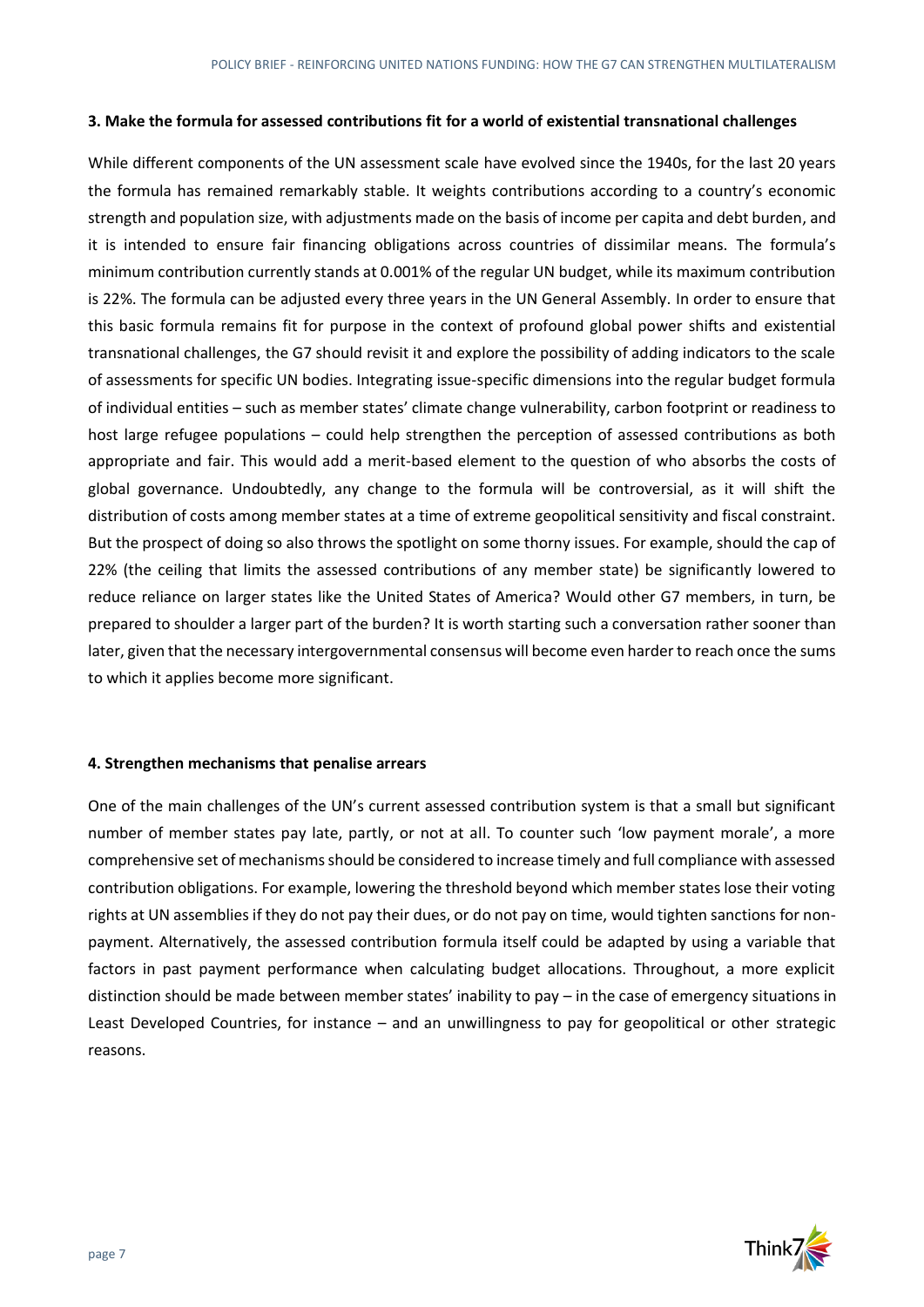### 3. Make the formula for assessed contributions fit for a world of existential transnational challenges

While different components of the UN assessment scale have evolved since the 1940s, for the last 20 years the formula has remained remarkably stable. It weights contributions according to a country's economic strength and population size, with adjustments made on the basis of income per capita and debt burden, and it is intended to ensure fair financing obligations across countries of dissimilar means. The formula's minimum contribution currently stands at 0.001% of the regular UN budget, while its maximum contribution is 22%. The formula can be adjusted every three years in the UN General Assembly. In order to ensure that this basic formula remains fit for purpose in the context of profound global power shifts and existential transnational challenges, the G7 should revisit it and explore the possibility of adding indicators to the scale of assessments for specific UN bodies. Integrating issue-specific dimensions into the regular budget formula of individual entities – such as member states' climate change vulnerability, carbon footprint or readiness to host large refugee populations – could help strengthen the perception of assessed contributions as both appropriate and fair. This would add a merit-based element to the question of who absorbs the costs of global governance. Undoubtedly, any change to the formula will be controversial, as it will shift the distribution of costs among member states at a time of extreme geopolitical sensitivity and fiscal constraint. But the prospect of doing so also throws the spotlight on some thorny issues. For example, should the cap of 22% (the ceiling that limits the assessed contributions of any member state) be significantly lowered to reduce reliance on larger states like the United States of America? Would other G7 members, in turn, be prepared to shoulder a larger part of the burden? It is worth starting such a conversation rather sooner than later, given that the necessary intergovernmental consensus will become even harder to reach once the sums to which it applies become more significant.

### 4. Strengthen mechanisms that penalise arrears

One of the main challenges of the UN's current assessed contribution system is that a small but significant number of member states pay late, partly, or not at all. To counter such 'low payment morale', a more comprehensive set of mechanisms should be considered to increase timely and full compliance with assessed contribution obligations. For example, lowering the threshold beyond which member states lose their voting rights at UN assemblies if they do not pay their dues, or do not pay on time, would tighten sanctions for non-payment. Alternatively, the assessed contribution formula itself could be adapted by using a variable that factors in past payment performance when calculating budget allocations. Throughout, a more explicit distinction should be made between member states' inability to pay – in the case of emergency situations in Least Developed Countries, for instance – and an unwillingness to pay for geopolitical or other strategic reasons.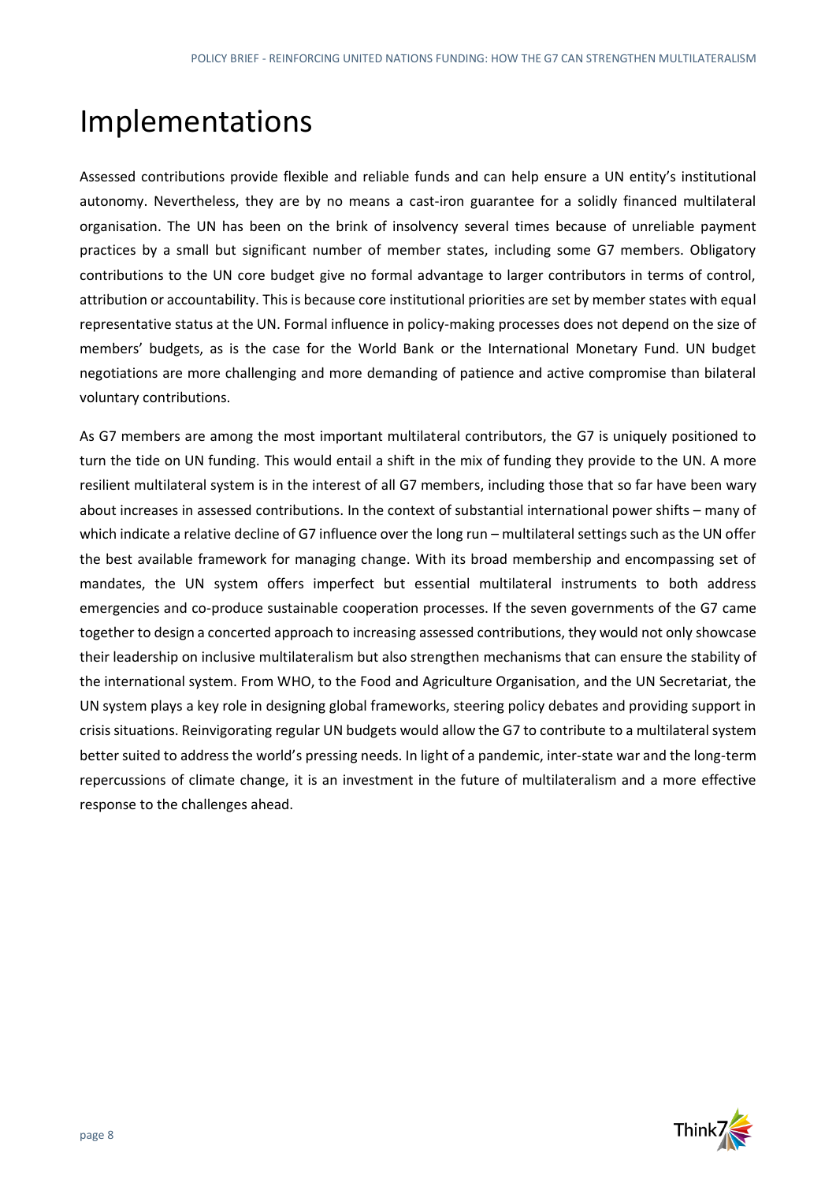# Implementations

Assessed contributions provide flexible and reliable funds and can help ensure a UN entity's institutional autonomy. Nevertheless, they are by no means a cast-iron guarantee for a solidly financed multilateral organisation. The UN has been on the brink of insolvency several times because of unreliable payment practices by a small but significant number of member states, including some G7 members. Obligatory contributions to the UN core budget give no formal advantage to larger contributors in terms of control, attribution or accountability. This is because core institutional priorities are set by member states with equal representative status at the UN. Formal influence in policy-making processes does not depend on the size of members' budgets, as is the case for the World Bank or the International Monetary Fund. UN budget negotiations are more challenging and more demanding of patience and active compromise than bilateral voluntary contributions.

As G7 members are among the most important multilateral contributors, the G7 is uniquely positioned to turn the tide on UN funding. This would entail a shift in the mix of funding they provide to the UN. A more resilient multilateral system is in the interest of all G7 members, including those that so far have been wary about increases in assessed contributions. In the context of substantial international power shifts – many of which indicate a relative decline of G7 influence over the long run – multilateral settings such as the UN offer the best available framework for managing change. With its broad membership and encompassing set of mandates, the UN system offers imperfect but essential multilateral instruments to both address emergencies and co-produce sustainable cooperation processes. If the seven governments of the G7 came together to design a concerted approach to increasing assessed contributions, they would not only showcase their leadership on inclusive multilateralism but also strengthen mechanisms that can ensure the stability of the international system. From WHO, to the Food and Agriculture Organisation, and the UN Secretariat, the UN system plays a key role in designing global frameworks, steering policy debates and providing support in crisis situations. Reinvigorating regular UN budgets would allow the G7 to contribute to a multilateral system better suited to address the world's pressing needs. In light of a pandemic, inter-state war and the long-term repercussions of climate change, it is an investment in the future of multilateralism and a more effective response to the challenges ahead.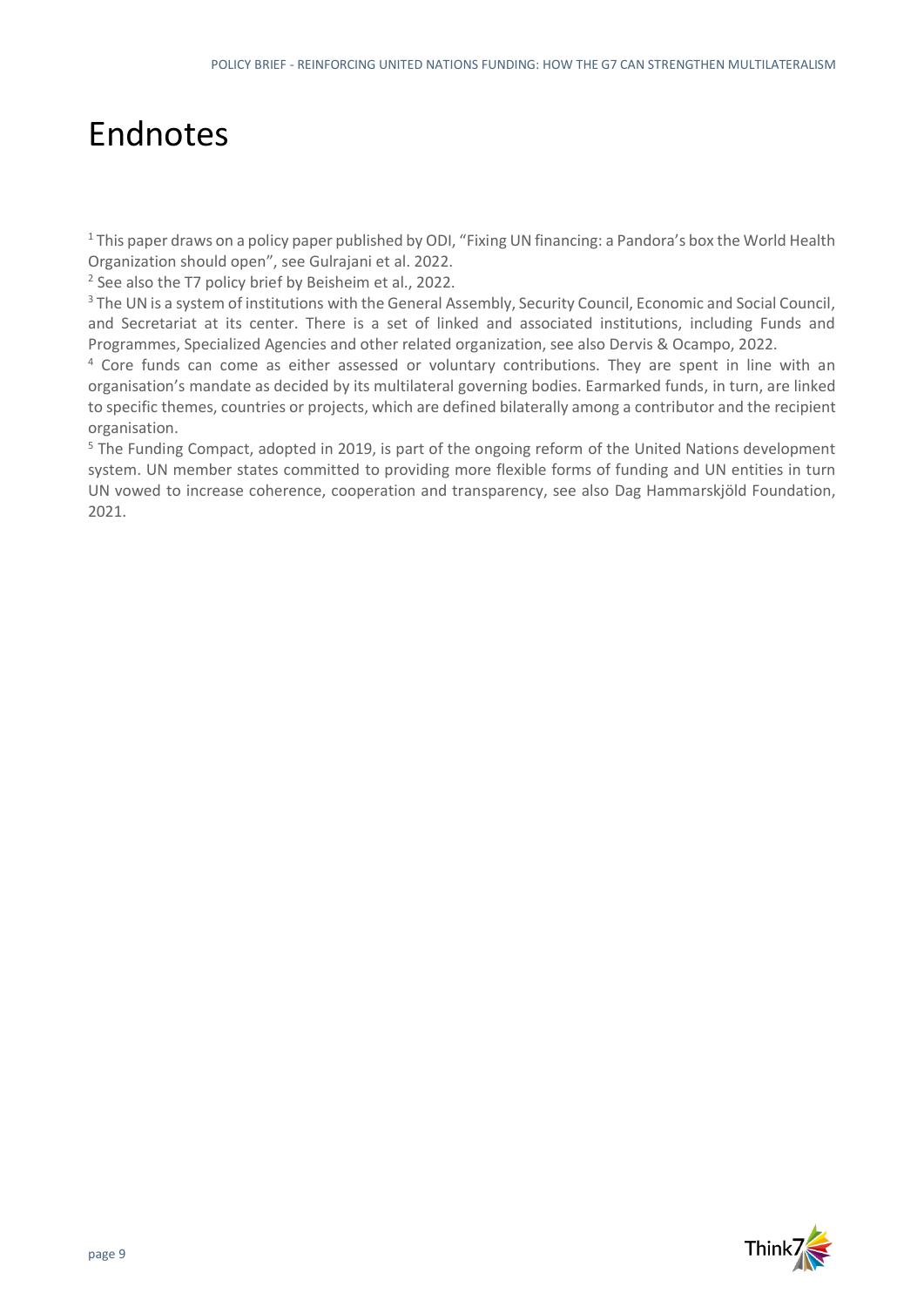# Endnotes

[1] This paper draws on a policy paper published by ODI, “Fixing UN financing: a Pandora’s box the World Health Organization should open”, see Gulrajani et al. 2022.

[2] See also the T7 policy brief by Beisheim et al., 2022.

[3] The UN is a system of institutions with the General Assembly, Security Council, Economic and Social Council, and Secretariat at its center. There is a set of linked and associated institutions, including Funds and Programmes, Specialized Agencies and other related organization, see also Dervis & Ocampo, 2022.

[4] Core funds can come as either assessed or voluntary contributions. They are spent in line with an organisation’s mandate as decided by its multilateral governing bodies. Earmarked funds, in turn, are linked to specific themes, countries or projects, which are defined bilaterally among a contributor and the recipient organisation.

[5] The Funding Compact, adopted in 2019, is part of the ongoing reform of the United Nations development system. UN member states committed to providing more flexible forms of funding and UN entities in turn UN vowed to increase coherence, cooperation and transparency, see also Dag Hammarskjöld Foundation, 2021.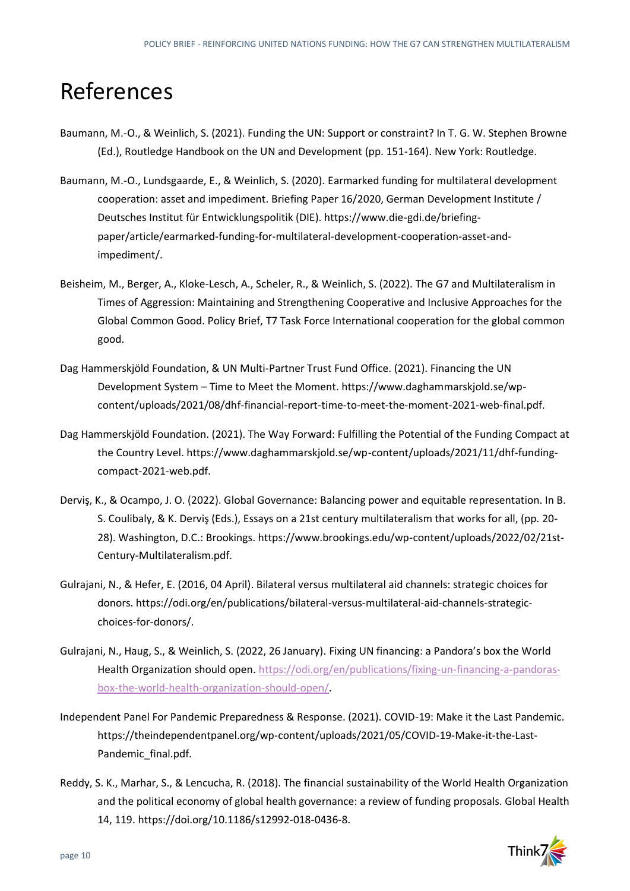# References

Baumann, M.-O., & Weinlich, S. (2021). Funding the UN: Support or constraint? In T. G. W. Stephen Browne (Ed.), Routledge Handbook on the UN and Development (pp. 151-164). New York: Routledge.

Baumann, M.-O., Lundsgaarde, E., & Weinlich, S. (2020). Earmarked funding for multilateral development cooperation: asset and impediment. Briefing Paper 16/2020, German Development Institute / Deutsches Institut für Entwicklungspolitik (DIE). https://www.die-gdi.de/briefing-paper/article/earmarked-funding-for-multilateral-development-cooperation-asset-and-impediment/.

Beisheim, M., Berger, A., Kloke-Lesch, A., Scheler, R., & Weinlich, S. (2022). The G7 and Multilateralism in Times of Aggression: Maintaining and Strengthening Cooperative and Inclusive Approaches for the Global Common Good. Policy Brief, T7 Task Force International cooperation for the global common good.

Dag Hammerskjöld Foundation, & UN Multi-Partner Trust Fund Office. (2021). Financing the UN Development System – Time to Meet the Moment. https://www.daghammarskjold.se/wp-content/uploads/2021/08/dhf-financial-report-time-to-meet-the-moment-2021-web-final.pdf.

Dag Hammerskjöld Foundation. (2021). The Way Forward: Fulfilling the Potential of the Funding Compact at the Country Level. https://www.daghammarskjold.se/wp-content/uploads/2021/11/dhf-funding-compact-2021-web.pdf.

Derviş, K., & Ocampo, J. O. (2022). Global Governance: Balancing power and equitable representation. In B. S. Coulibaly, & K. Derviş (Eds.), Essays on a 21st century multilateralism that works for all, (pp. 20-28). Washington, D.C.: Brookings. https://www.brookings.edu/wp-content/uploads/2022/02/21st-Century-Multilateralism.pdf.

Gulrajani, N., & Hefer, E. (2016, 04 April). Bilateral versus multilateral aid channels: strategic choices for donors. https://odi.org/en/publications/bilateral-versus-multilateral-aid-channels-strategic-choices-for-donors/.

Gulrajani, N., Haug, S., & Weinlich, S. (2022, 26 January). Fixing UN financing: a Pandora's box the World Health Organization should open. https://odi.org/en/publications/fixing-un-financing-a-pandoras-box-the-world-health-organization-should-open/.

Independent Panel For Pandemic Preparedness & Response. (2021). COVID-19: Make it the Last Pandemic. https://theindependentpanel.org/wp-content/uploads/2021/05/COVID-19-Make-it-the-Last-Pandemic_final.pdf.

Reddy, S. K., Marhar, S., & Lencucha, R. (2018). The financial sustainability of the World Health Organization and the political economy of global health governance: a review of funding proposals. Global Health 14, 119. https://doi.org/10.1186/s12992-018-0436-8.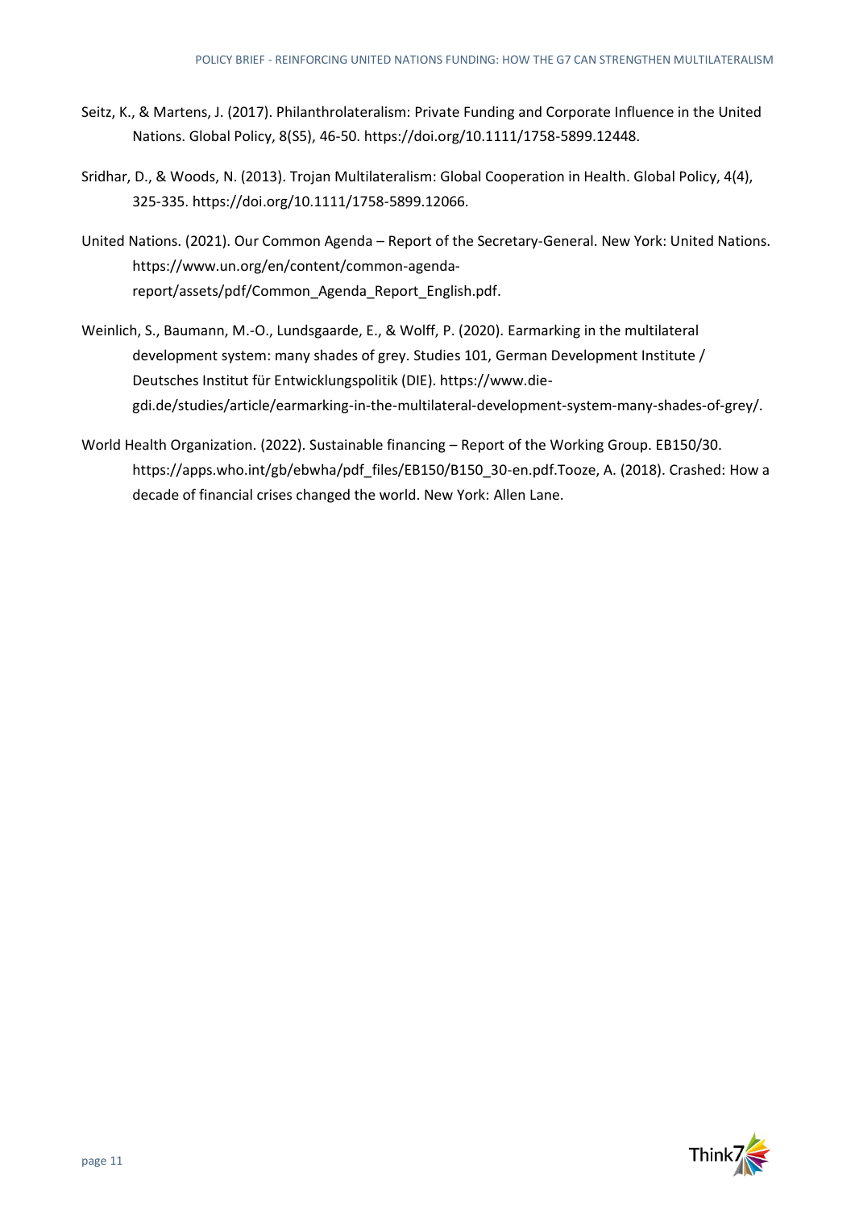Seitz, K., & Martens, J. (2017). Philanthrolateralism: Private Funding and Corporate Influence in the United Nations. Global Policy, 8(S5), 46-50. https://doi.org/10.1111/1758-5899.12448.

Sridhar, D., & Woods, N. (2013). Trojan Multilateralism: Global Cooperation in Health. Global Policy, 4(4), 325-335. https://doi.org/10.1111/1758-5899.12066.

United Nations. (2021). Our Common Agenda – Report of the Secretary-General. New York: United Nations. https://www.un.org/en/content/common-agenda-report/assets/pdf/Common_Agenda_Report_English.pdf.

Weinlich, S., Baumann, M.-O., Lundsgaarde, E., & Wolff, P. (2020). Earmarking in the multilateral development system: many shades of grey. Studies 101, German Development Institute / Deutsches Institut für Entwicklungspolitik (DIE). https://www.die-gdi.de/studies/article/earmarking-in-the-multilateral-development-system-many-shades-of-grey/.

World Health Organization. (2022). Sustainable financing – Report of the Working Group. EB150/30. https://apps.who.int/gb/ebwha/pdf_files/EB150/B150_30-en.pdf.Tooze, A. (2018). Crashed: How a decade of financial crises changed the world. New York: Allen Lane.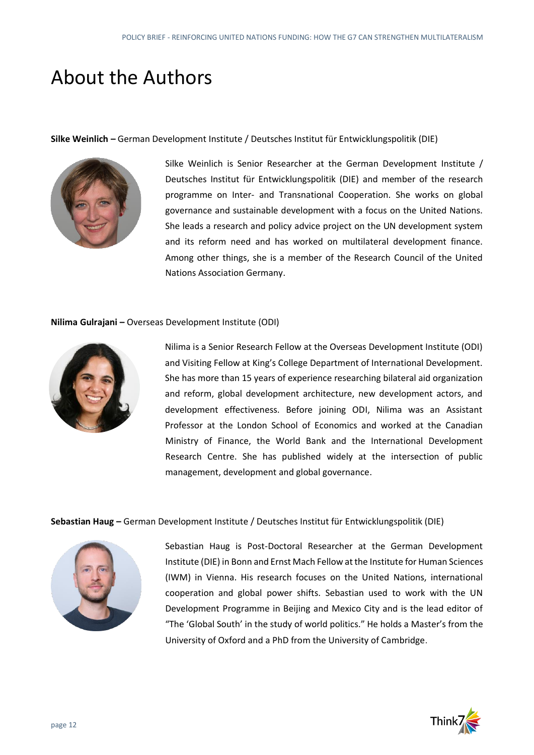# About the Authors

**Silke Weinlich –** German Development Institute / Deutsches Institut für Entwicklungspolitik (DIE)

Silke Weinlich is Senior Researcher at the German Development Institute / Deutsches Institut für Entwicklungspolitik (DIE) and member of the research programme on Inter- and Transnational Cooperation. She works on global governance and sustainable development with a focus on the United Nations. She leads a research and policy advice project on the UN development system and its reform need and has worked on multilateral development finance. Among other things, she is a member of the Research Council of the United Nations Association Germany.

**Nilima Gulrajani –** Overseas Development Institute (ODI)

Nilima is a Senior Research Fellow at the Overseas Development Institute (ODI) and Visiting Fellow at King's College Department of International Development. She has more than 15 years of experience researching bilateral aid organization and reform, global development architecture, new development actors, and development effectiveness. Before joining ODI, Nilima was an Assistant Professor at the London School of Economics and worked at the Canadian Ministry of Finance, the World Bank and the International Development Research Centre. She has published widely at the intersection of public management, development and global governance.

**Sebastian Haug –** German Development Institute / Deutsches Institut für Entwicklungspolitik (DIE)

Sebastian Haug is Post-Doctoral Researcher at the German Development Institute (DIE) in Bonn and Ernst Mach Fellow at the Institute for Human Sciences (IWM) in Vienna. His research focuses on the United Nations, international cooperation and global power shifts. Sebastian used to work with the UN Development Programme in Beijing and Mexico City and is the lead editor of "The 'Global South' in the study of world politics." He holds a Master's from the University of Oxford and a PhD from the University of Cambridge.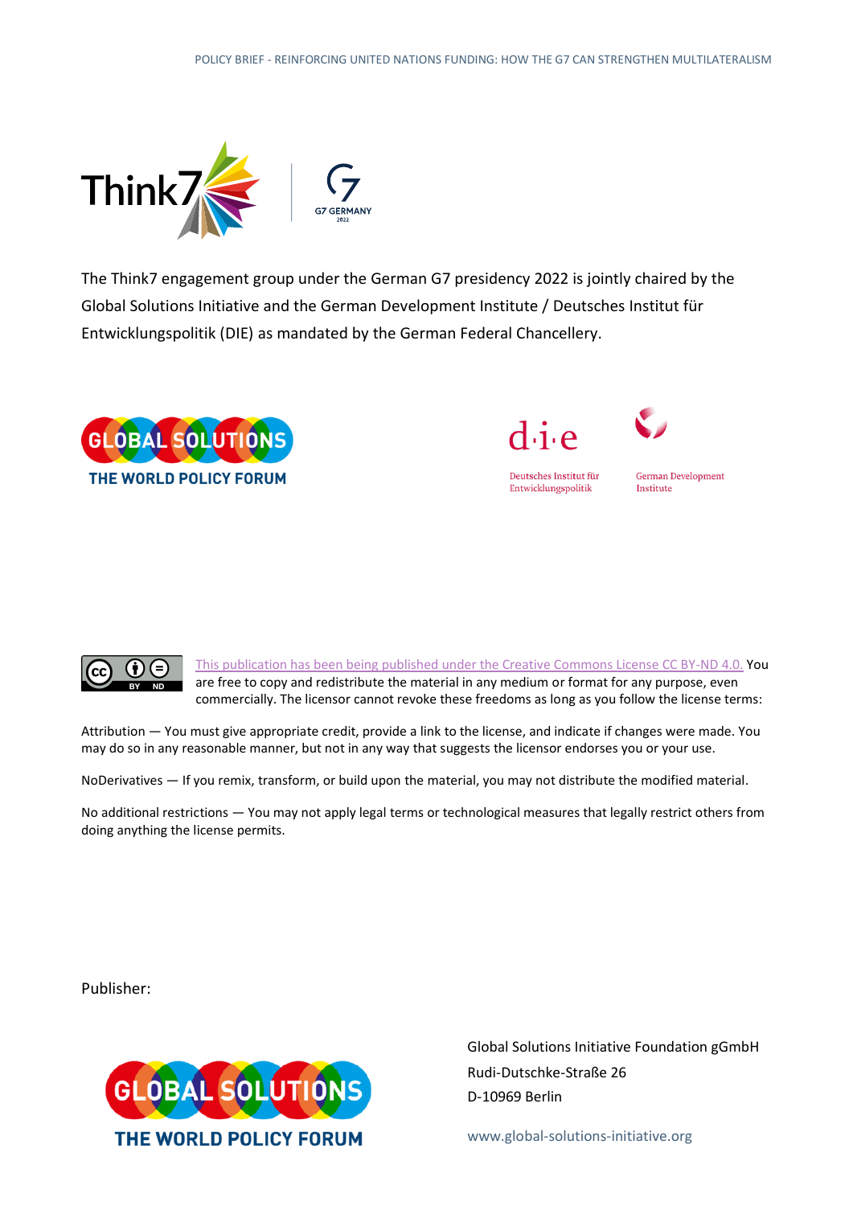The Think7 engagement group under the German G7 presidency 2022 is jointly chaired by the Global Solutions Initiative and the German Development Institute / Deutsches Institut für Entwicklungspolitik (DIE) as mandated by the German Federal Chancellery.

This publication has been being published under the Creative Commons License CC BY-ND 4.0. You are free to copy and redistribute the material in any medium or format for any purpose, even commercially. The licensor cannot revoke these freedoms as long as you follow the license terms:

Attribution — You must give appropriate credit, provide a link to the license, and indicate if changes were made. You may do so in any reasonable manner, but not in any way that suggests the licensor endorses you or your use.

NoDerivatives — If you remix, transform, or build upon the material, you may not distribute the modified material.

No additional restrictions — You may not apply legal terms or technological measures that legally restrict others from doing anything the license permits.

Publisher:

Global Solutions Initiative Foundation gGmbH
Rudi-Dutschke-Straße 26
D-10969 Berlin

www.global-solutions-initiative.org